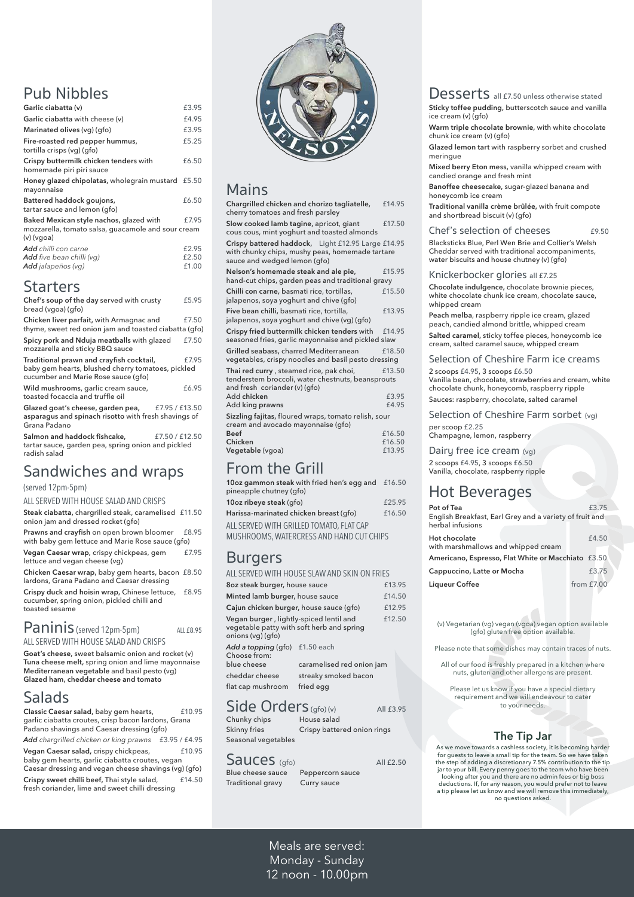## Pub Nibbles

| | |
|---|---|
| **Garlic ciabatta** (v) | £3.95 |
| **Garlic ciabatta** with cheese (v) | £4.95 |
| **Marinated olives** (vg) (gfo) | £3.95 |
| **Fire-roasted red pepper hummus**, tortilla crisps (vg) (gfo) | £5.25 |
| **Crispy buttermilk chicken tenders** with homemade piri piri sauce | £6.50 |
| **Honey glazed chipolatas,** wholegrain mustard mayonnaise | £5.50 |
| **Battered haddock goujons,** tartar sauce and lemon (gfo) | £6.50 |
| **Baked Mexican style nachos,** glazed with mozzarella, tomato salsa, guacamole and sour cream (v) (vgoa) | £7.95 |
| ***Add*** *chilli con carne* | £2.95 |
| ***Add*** *five bean chilli (vg)* | £2.50 |
| ***Add*** *jalapeños (vg)* | £1.00 |

## Starters

| | |
|---|---|
| **Chef's soup of the day** served with crusty bread (vgoa) (gfo) | £5.95 |
| **Chicken liver parfait,** with Armagnac and thyme, sweet red onion jam and toasted ciabatta (gfo) | £7.50 |
| **Spicy pork and Nduja meatballs** with glazed mozzarella and sticky BBQ sauce | £7.50 |
| **Traditional prawn and crayfish cocktail,** baby gem hearts, blushed cherry tomatoes, pickled cucumber and Marie Rose sauce (gfo) | £7.95 |
| **Wild mushrooms**, garlic cream sauce, toasted focaccia and truffle oil | £6.95 |
| **Glazed goat's cheese, garden pea, asparagus and spinach risotto** with fresh shavings of Grana Padano | £7.95 / £13.50 |
| **Salmon and haddock fishcake,** tartar sauce, garden pea, spring onion and pickled radish salad | £7.50 / £12.50 |

## Sandwiches and wraps

(served 12pm-5pm)

ALL SERVED WITH HOUSE SALAD AND CRISPS

| | |
|---|---|
| **Steak ciabatta,** chargrilled steak, caramelised onion jam and dressed rocket (gfo) | £11.50 |
| **Prawns and crayfish** on open brown bloomer with baby gem lettuce and Marie Rose sauce (gfo) | £8.95 |
| **Vegan Caesar wrap,** crispy chickpeas, gem lettuce and vegan cheese (vg) | £7.95 |
| **Chicken Caesar wrap,** baby gem hearts, bacon lardons, Grana Padano and Caesar dressing | £8.50 |
| **Crispy duck and hoisin wrap,** Chinese lettuce, cucumber, spring onion, pickled chilli and toasted sesame | £8.95 |

## Paninis (served 12pm-5pm)

ALL £8.95

ALL SERVED WITH HOUSE SALAD AND CRISPS

**Goat's cheese,** sweet balsamic onion and rocket (v)
**Tuna cheese melt,** spring onion and lime mayonnaise
**Mediterranean vegetable** and basil pesto (vg)
**Glazed ham, cheddar cheese and tomato**

## Salads

| | |
|---|---|
| **Classic Caesar salad,** baby gem hearts, garlic ciabatta croutes, crisp bacon lardons, Grana Padano shavings and Caesar dressing (gfo) | £10.95 |
| ***Add*** *chargrilled chicken or king prawns* | £3.95 / £4.95 |
| **Vegan Caesar salad,** crispy chickpeas, baby gem hearts, garlic ciabatta croutes, vegan Caesar dressing and vegan cheese shavings (vg) (gfo) | £10.95 |
| **Crispy sweet chilli beef,** Thai style salad, fresh coriander, lime and sweet chilli dressing | £14.50 |

# Nelson's

## Mains

| | |
|---|---|
| **Chargrilled chicken and chorizo tagliatelle,** cherry tomatoes and fresh parsley | £14.95 |
| **Slow cooked lamb tagine,** apricot, giant cous cous, mint yoghurt and toasted almonds | £17.50 |
| **Crispy battered haddock,** with chunky chips, mushy peas, homemade tartare sauce and wedged lemon (gfo) | Light £12.95 Large £14.95 |
| **Nelson's homemade steak and ale pie,** hand-cut chips, garden peas and traditional gravy | £15.95 |
| **Chilli con carne,** basmati rice, tortillas, jalapenos, soya yoghurt and chive (gfo) | £15.50 |
| **Five bean chilli,** basmati rice, tortilla, jalapenos, soya yoghurt and chive (vg) (gfo) | £13.95 |
| **Crispy fried buttermilk chicken tenders** with seasoned fries, garlic mayonnaise and pickled slaw | £14.95 |
| **Grilled seabass,** charred Mediterranean vegetables, crispy noodles and basil pesto dressing | £18.50 |
| **Thai red curry** , steamed rice, pak choi, tenderstem broccoli, water chestnuts, beansprouts and fresh coriander (v) (gfo) | £13.50 |
| Add **chicken** | £3.95 |
| Add **king prawns** | £4.95 |
| **Sizzling fajitas,** floured wraps, tomato relish, sour cream and avocado mayonnaise (gfo) | |
| **Beef** | £16.50 |
| **Chicken** | £16.50 |
| **Vegetable** (vgoa) | £13.95 |

## From the Grill

| | |
|---|---|
| **10oz gammon steak** with fried hen's egg and pineapple chutney (gfo) | £16.50 |
| **10oz ribeye steak** (gfo) | £25.95 |
| **Harissa-marinated chicken breast** (gfo) | £16.50 |

ALL SERVED WITH GRILLED TOMATO, FLAT CAP MUSHROOMS, WATERCRESS AND HAND CUT CHIPS

## Burgers

ALL SERVED WITH HOUSE SLAW AND SKIN ON FRIES

| | |
|---|---|
| **8oz steak burger,** house sauce | £13.95 |
| **Minted lamb burger,** house sauce | £14.50 |
| **Cajun chicken burger,** house sauce (gfo) | £12.95 |
| **Vegan burger** , lightly-spiced lentil and vegetable patty with soft herb and spring onions (vg) (gfo) | £12.50 |

***Add a topping*** (gfo) £1.50 each
Choose from:

| | |
|---|---|
| blue cheese | caramelised red onion jam |
| cheddar cheese | streaky smoked bacon |
| flat cap mushroom | fried egg |

## Side Orders (gfo) (v)

All £3.95

| | |
|---|---|
| Chunky chips | House salad |
| Skinny fries | Crispy battered onion rings |
| Seasonal vegetables | |

## Sauces (gfo)

All £2.50

| | |
|---|---|
| Blue cheese sauce | Peppercorn sauce |
| Traditional gravy | Curry sauce |

## Desserts all £7.50 unless otherwise stated

**Sticky toffee pudding,** butterscotch sauce and vanilla ice cream (v) (gfo)

**Warm triple chocolate brownie,** with white chocolate chunk ice cream (v) (gfo)

**Glazed lemon tart** with raspberry sorbet and crushed meringue

**Mixed berry Eton mess,** vanilla whipped cream with candied orange and fresh mint

**Banoffee cheesecake,** sugar-glazed banana and honeycomb ice cream

**Traditional vanilla crème brûlée,** with fruit compote and shortbread biscuit (v) (gfo)

### Chef's selection of cheeses £9.50

Blacksticks Blue, Perl Wen Brie and Collier's Welsh Cheddar served with traditional accompaniments, water biscuits and house chutney (v) (gfo)

### Knickerbocker glories all £7.25

**Chocolate indulgence,** chocolate brownie pieces, white chocolate chunk ice cream, chocolate sauce, whipped cream

**Peach melba**, raspberry ripple ice cream, glazed peach, candied almond brittle, whipped cream

**Salted caramel,** sticky toffee pieces, honeycomb ice cream, salted caramel sauce, whipped cream

### Selection of Cheshire Farm ice creams

2 scoops £4.95, 3 scoops £6.50
Vanilla bean, chocolate, strawberries and cream, white chocolate chunk, honeycomb, raspberry ripple

Sauces: raspberry, chocolate, salted caramel

### Selection of Cheshire Farm sorbet (vg)

per scoop £2.25
Champagne, lemon, raspberry

### Dairy free ice cream (vg)

2 scoops £4.95, 3 scoops £6.50
Vanilla, chocolate, raspberry ripple

## Hot Beverages

| | |
|---|---|
| **Pot of Tea** English Breakfast, Earl Grey and a variety of fruit and herbal infusions | £3.75 |
| **Hot chocolate** with marshmallows and whipped cream | £4.50 |
| **Americano, Espresso, Flat White or Macchiato** | £3.50 |
| **Cappuccino, Latte or Mocha** | £3.75 |
| **Liqueur Coffee** | from £7.00 |

(v) Vegetarian (vg) vegan (vgoa) vegan option available (gfo) gluten free option available.

Please note that some dishes may contain traces of nuts.

All of our food is freshly prepared in a kitchen where nuts, gluten and other allergens are present.

Please let us know if you have a special dietary requirement and we will endeavour to cater to your needs.

### The Tip Jar

As we move towards a cashless society, it is becoming harder for guests to leave a small tip for the team. So we have taken the step of adding a discretionary 7.5% contribution to the tip jar to your bill. Every penny goes to the team who have been looking after you and there are no admin fees or big boss deductions. If, for any reason, you would prefer not to leave a tip please let us know and we will remove this immediately, no questions asked.

Meals are served:
Monday - Sunday
12 noon - 10.00pm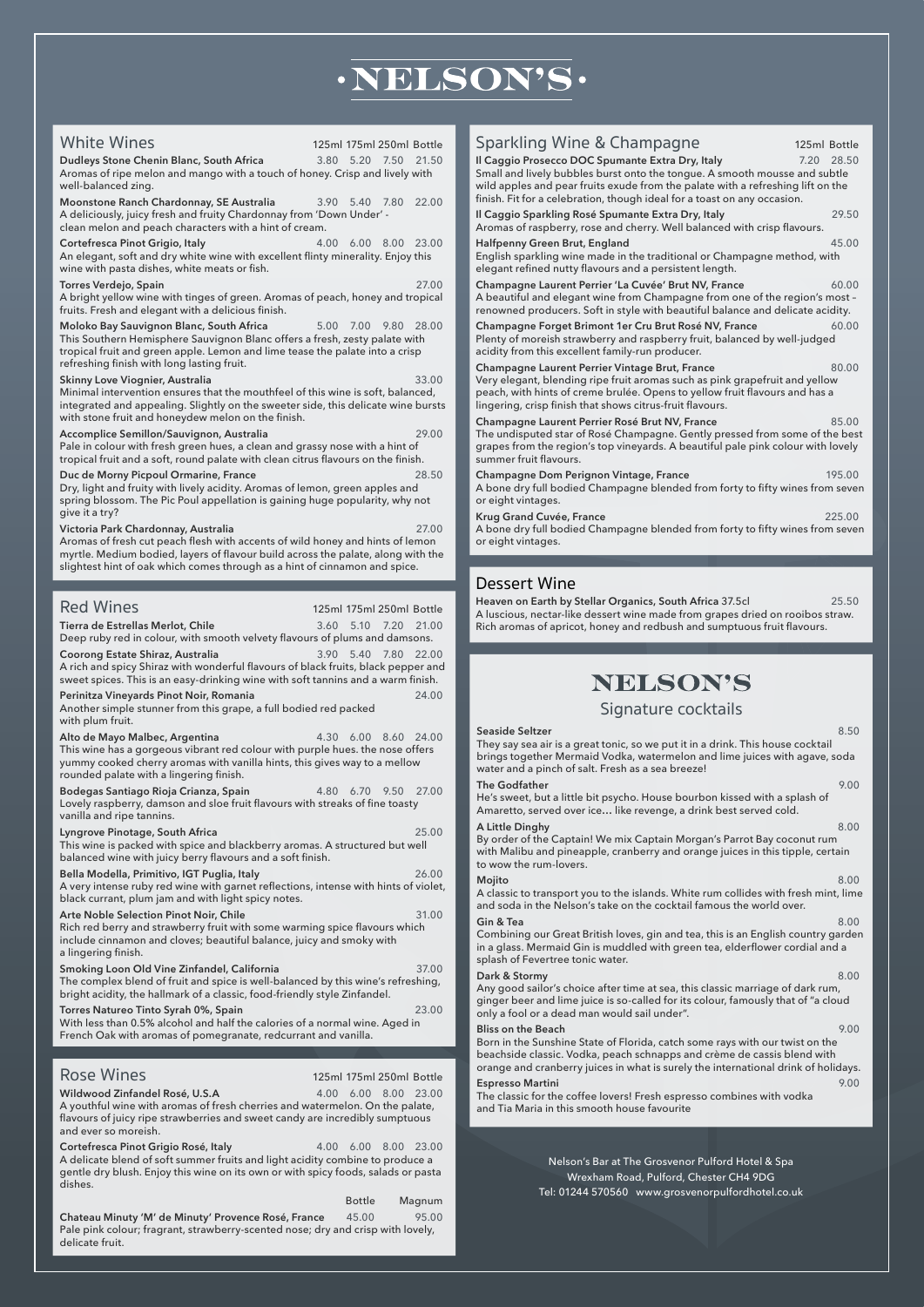# ·NELSON'S·

## White Wines

| | 125ml | 175ml | 250ml | Bottle |
|---|---|---|---|---|
| **Dudleys Stone Chenin Blanc, South Africa** | 3.80 | 5.20 | 7.50 | 21.50 |

Aromas of ripe melon and mango with a touch of honey. Crisp and lively with well-balanced zing.

| | 125ml | 175ml | 250ml | Bottle |
|---|---|---|---|---|
| **Moonstone Ranch Chardonnay, SE Australia** | 3.90 | 5.40 | 7.80 | 22.00 |

A deliciously, juicy fresh and fruity Chardonnay from 'Down Under' - clean melon and peach characters with a hint of cream.

| | 125ml | 175ml | 250ml | Bottle |
|---|---|---|---|---|
| **Cortefresca Pinot Grigio, Italy** | 4.00 | 6.00 | 8.00 | 23.00 |

An elegant, soft and dry white wine with excellent flinty minerality. Enjoy this wine with pasta dishes, white meats or fish.

**Torres Verdejo, Spain** 27.00
A bright yellow wine with tinges of green. Aromas of peach, honey and tropical fruits. Fresh and elegant with a delicious finish.

| | 125ml | 175ml | 250ml | Bottle |
|---|---|---|---|---|
| **Moloko Bay Sauvignon Blanc, South Africa** | 5.00 | 7.00 | 9.80 | 28.00 |

This Southern Hemisphere Sauvignon Blanc offers a fresh, zesty palate with tropical fruit and green apple. Lemon and lime tease the palate into a crisp refreshing finish with long lasting fruit.

**Skinny Love Viognier, Australia** 33.00
Minimal intervention ensures that the mouthfeel of this wine is soft, balanced, integrated and appealing. Slightly on the sweeter side, this delicate wine bursts with stone fruit and honeydew melon on the finish.

**Accomplice Semillon/Sauvignon, Australia** 29.00
Pale in colour with fresh green hues, a clean and grassy nose with a hint of tropical fruit and a soft, round palate with clean citrus flavours on the finish.

**Duc de Morny Picpoul Ormarine, France** 28.50
Dry, light and fruity with lively acidity. Aromas of lemon, green apples and spring blossom. The Pic Poul appellation is gaining huge popularity, why not give it a try?

**Victoria Park Chardonnay, Australia** 27.00
Aromas of fresh cut peach flesh with accents of wild honey and hints of lemon myrtle. Medium bodied, layers of flavour build across the palate, along with the slightest hint of oak which comes through as a hint of cinnamon and spice.

## Red Wines

| | 125ml | 175ml | 250ml | Bottle |
|---|---|---|---|---|
| **Tierra de Estrellas Merlot, Chile** | 3.60 | 5.10 | 7.20 | 21.00 |

Deep ruby red in colour, with smooth velvety flavours of plums and damsons.

| | 125ml | 175ml | 250ml | Bottle |
|---|---|---|---|---|
| **Coorong Estate Shiraz, Australia** | 3.90 | 5.40 | 7.80 | 22.00 |

A rich and spicy Shiraz with wonderful flavours of black fruits, black pepper and sweet spices. This is an easy-drinking wine with soft tannins and a warm finish.

**Perinitza Vineyards Pinot Noir, Romania** 24.00
Another simple stunner from this grape, a full bodied red packed with plum fruit.

| | 125ml | 175ml | 250ml | Bottle |
|---|---|---|---|---|
| **Alto de Mayo Malbec, Argentina** | 4.30 | 6.00 | 8.60 | 24.00 |

This wine has a gorgeous vibrant red colour with purple hues. the nose offers yummy cooked cherry aromas with vanilla hints, this gives way to a mellow rounded palate with a lingering finish.

| | 125ml | 175ml | 250ml | Bottle |
|---|---|---|---|---|
| **Bodegas Santiago Rioja Crianza, Spain** | 4.80 | 6.70 | 9.50 | 27.00 |

Lovely raspberry, damson and sloe fruit flavours with streaks of fine toasty vanilla and ripe tannins.

**Lyngrove Pinotage, South Africa** 25.00
This wine is packed with spice and blackberry aromas. A structured but well balanced wine with juicy berry flavours and a soft finish.

**Bella Modella, Primitivo, IGT Puglia, Italy** 26.00
A very intense ruby red wine with garnet reflections, intense with hints of violet, black currant, plum jam and with light spicy notes.

**Arte Noble Selection Pinot Noir, Chile** 31.00
Rich red berry and strawberry fruit with some warming spice flavours which include cinnamon and cloves; beautiful balance, juicy and smoky with a lingering finish.

**Smoking Loon Old Vine Zinfandel, California** 37.00
The complex blend of fruit and spice is well-balanced by this wine's refreshing, bright acidity, the hallmark of a classic, food-friendly style Zinfandel.

**Torres Natureo Tinto Syrah 0%, Spain** 23.00
With less than 0.5% alcohol and half the calories of a normal wine. Aged in French Oak with aromas of pomegranate, redcurrant and vanilla.

## Rose Wines

| | 125ml | 175ml | 250ml | Bottle |
|---|---|---|---|---|
| **Wildwood Zinfandel Rosé, U.S.A** | 4.00 | 6.00 | 8.00 | 23.00 |

A youthful wine with aromas of fresh cherries and watermelon. On the palate, flavours of juicy ripe strawberries and sweet candy are incredibly sumptuous and ever so moreish.

| | 125ml | 175ml | 250ml | Bottle |
|---|---|---|---|---|
| **Cortefresca Pinot Grigio Rosé, Italy** | 4.00 | 6.00 | 8.00 | 23.00 |

A delicate blend of soft summer fruits and light acidity combine to produce a gentle dry blush. Enjoy this wine on its own or with spicy foods, salads or pasta dishes.

| | Bottle | Magnum |
|---|---|---|
| **Chateau Minuty 'M' de Minuty' Provence Rosé, France** | 45.00 | 95.00 |

Pale pink colour; fragrant, strawberry-scented nose; dry and crisp with lovely, delicate fruit.

## Sparkling Wine & Champagne

| | 125ml | Bottle |
|---|---|---|
| **Il Caggio Prosecco DOC Spumante Extra Dry, Italy** | 7.20 | 28.50 |

Small and lively bubbles burst onto the tongue. A smooth mousse and subtle wild apples and pear fruits exude from the palate with a refreshing lift on the finish. Fit for a celebration, though ideal for a toast on any occasion.

**Il Caggio Sparkling Rosé Spumante Extra Dry, Italy** 29.50
Aromas of raspberry, rose and cherry. Well balanced with crisp flavours.

**Halfpenny Green Brut, England** 45.00
English sparkling wine made in the traditional or Champagne method, with elegant refined nutty flavours and a persistent length.

**Champagne Laurent Perrier 'La Cuvée' Brut NV, France** 60.00
A beautiful and elegant wine from Champagne from one of the region's most – renowned producers. Soft in style with beautiful balance and delicate acidity.

**Champagne Forget Brimont 1er Cru Brut Rosé NV, France** 60.00
Plenty of moreish strawberry and raspberry fruit, balanced by well-judged acidity from this excellent family-run producer.

**Champagne Laurent Perrier Vintage Brut, France** 80.00
Very elegant, blending ripe fruit aromas such as pink grapefruit and yellow peach, with hints of creme brulée. Opens to yellow fruit flavours and has a lingering, crisp finish that shows citrus-fruit flavours.

**Champagne Laurent Perrier Rosé Brut NV, France** 85.00
The undisputed star of Rosé Champagne. Gently pressed from some of the best grapes from the region's top vineyards. A beautiful pale pink colour with lovely summer fruit flavours.

**Champagne Dom Perignon Vintage, France** 195.00
A bone dry full bodied Champagne blended from forty to fifty wines from seven or eight vintages.

**Krug Grand Cuvée, France** 225.00
A bone dry full bodied Champagne blended from forty to fifty wines from seven or eight vintages.

## Dessert Wine

**Heaven on Earth by Stellar Organics, South Africa** 37.5cl 25.50
A luscious, nectar-like dessert wine made from grapes dried on rooibos straw. Rich aromas of apricot, honey and redbush and sumptuous fruit flavours.

## NELSON'S

### Signature cocktails

**Seaside Seltzer** 8.50
They say sea air is a great tonic, so we put it in a drink. This house cocktail brings together Mermaid Vodka, watermelon and lime juices with agave, soda water and a pinch of salt. Fresh as a sea breeze!

**The Godfather** 9.00
He's sweet, but a little bit psycho. House bourbon kissed with a splash of Amaretto, served over ice… like revenge, a drink best served cold.

**A Little Dinghy** 8.00
By order of the Captain! We mix Captain Morgan's Parrot Bay coconut rum with Malibu and pineapple, cranberry and orange juices in this tipple, certain to wow the rum-lovers.

**Mojito** 8.00
A classic to transport you to the islands. White rum collides with fresh mint, lime and soda in the Nelson's take on the cocktail famous the world over.

**Gin & Tea** 8.00
Combining our Great British loves, gin and tea, this is an English country garden in a glass. Mermaid Gin is muddled with green tea, elderflower cordial and a splash of Fevertree tonic water.

**Dark & Stormy** 8.00
Any good sailor's choice after time at sea, this classic marriage of dark rum, ginger beer and lime juice is so-called for its colour, famously that of "a cloud only a fool or a dead man would sail under".

**Bliss on the Beach** 9.00
Born in the Sunshine State of Florida, catch some rays with our twist on the beachside classic. Vodka, peach schnapps and crème de cassis blend with orange and cranberry juices in what is surely the international drink of holidays.

**Espresso Martini** 9.00
The classic for the coffee lovers! Fresh espresso combines with vodka and Tia Maria in this smooth house favourite

Nelson's Bar at The Grosvenor Pulford Hotel & Spa
Wrexham Road, Pulford, Chester CH4 9DG
Tel: 01244 570560 www.grosvenorpulfordhotel.co.uk